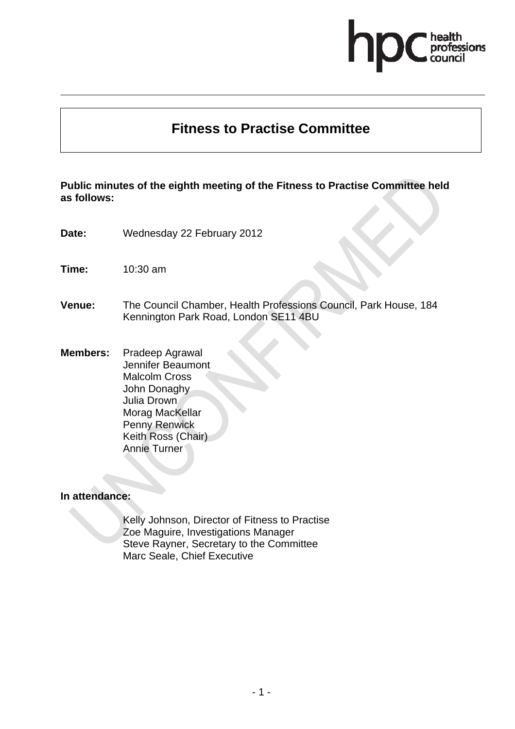# Fitness to Practise Committee

**Public minutes of the eighth meeting of the Fitness to Practise Committee held as follows:**

**Date:** Wednesday 22 February 2012

**Time:** 10:30 am

**Venue:** The Council Chamber, Health Professions Council, Park House, 184 Kennington Park Road, London SE11 4BU

**Members:**
Pradeep Agrawal
Jennifer Beaumont
Malcolm Cross
John Donaghy
Julia Drown
Morag MacKellar
Penny Renwick
Keith Ross (Chair)
Annie Turner

**In attendance:**

Kelly Johnson, Director of Fitness to Practise
Zoe Maguire, Investigations Manager
Steve Rayner, Secretary to the Committee
Marc Seale, Chief Executive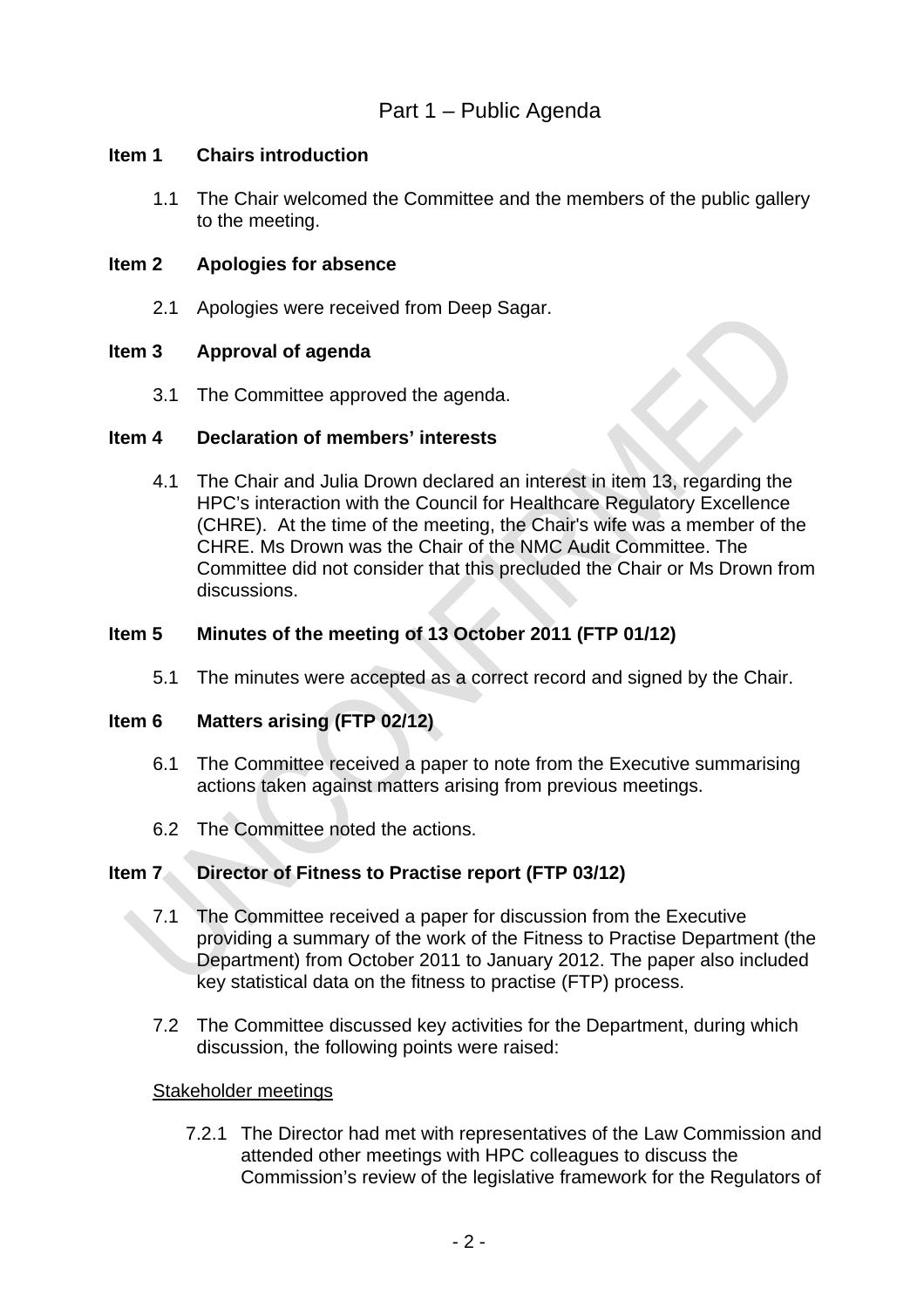## Part 1 – Public Agenda

**Item 1 Chairs introduction**

1.1 The Chair welcomed the Committee and the members of the public gallery to the meeting.

**Item 2 Apologies for absence**

2.1 Apologies were received from Deep Sagar.

**Item 3 Approval of agenda**

3.1 The Committee approved the agenda.

**Item 4 Declaration of members' interests**

4.1 The Chair and Julia Drown declared an interest in item 13, regarding the HPC's interaction with the Council for Healthcare Regulatory Excellence (CHRE). At the time of the meeting, the Chair's wife was a member of the CHRE. Ms Drown was the Chair of the NMC Audit Committee. The Committee did not consider that this precluded the Chair or Ms Drown from discussions.

**Item 5 Minutes of the meeting of 13 October 2011 (FTP 01/12)**

5.1 The minutes were accepted as a correct record and signed by the Chair.

**Item 6 Matters arising (FTP 02/12)**

6.1 The Committee received a paper to note from the Executive summarising actions taken against matters arising from previous meetings.

6.2 The Committee noted the actions.

**Item 7 Director of Fitness to Practise report (FTP 03/12)**

7.1 The Committee received a paper for discussion from the Executive providing a summary of the work of the Fitness to Practise Department (the Department) from October 2011 to January 2012. The paper also included key statistical data on the fitness to practise (FTP) process.

7.2 The Committee discussed key activities for the Department, during which discussion, the following points were raised:

Stakeholder meetings

7.2.1 The Director had met with representatives of the Law Commission and attended other meetings with HPC colleagues to discuss the Commission's review of the legislative framework for the Regulators of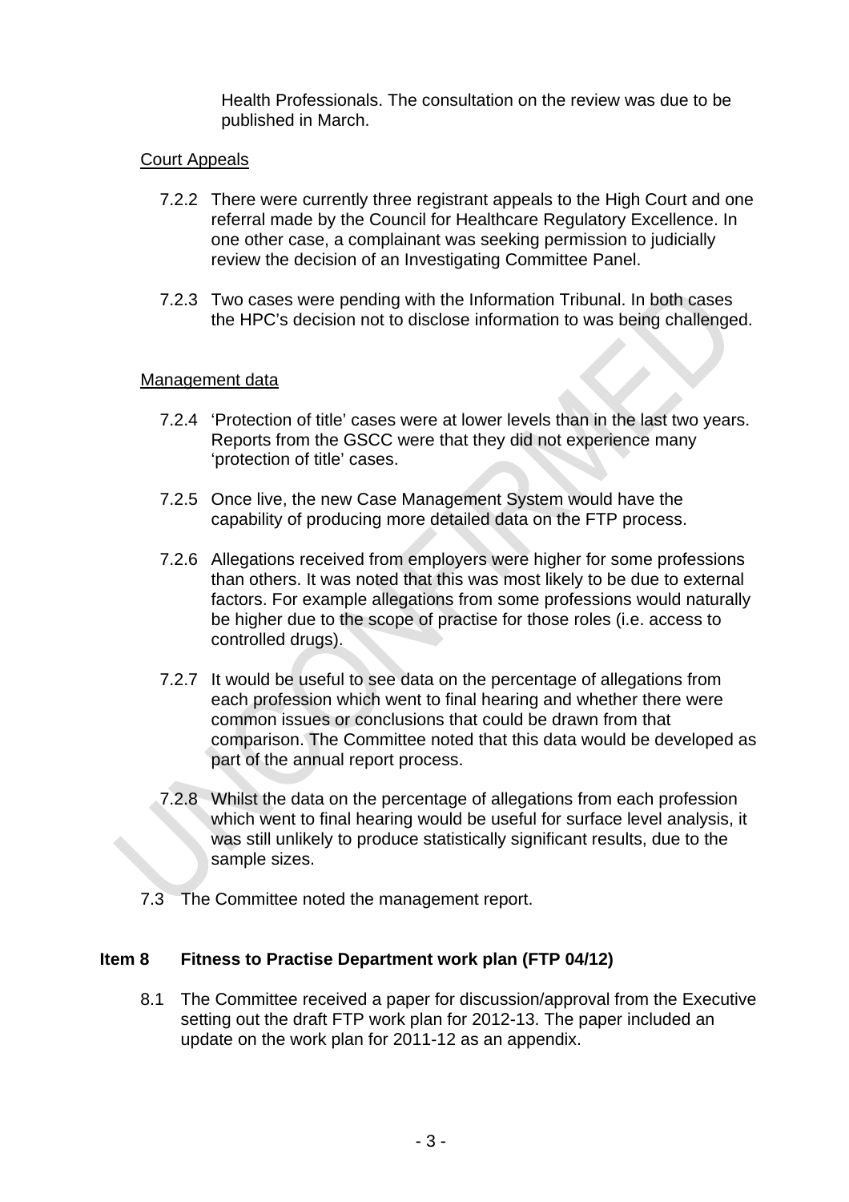Health Professionals. The consultation on the review was due to be published in March.

Court Appeals

7.2.2 There were currently three registrant appeals to the High Court and one referral made by the Council for Healthcare Regulatory Excellence. In one other case, a complainant was seeking permission to judicially review the decision of an Investigating Committee Panel.

7.2.3 Two cases were pending with the Information Tribunal. In both cases the HPC's decision not to disclose information to was being challenged.

Management data

7.2.4 'Protection of title' cases were at lower levels than in the last two years. Reports from the GSCC were that they did not experience many 'protection of title' cases.

7.2.5 Once live, the new Case Management System would have the capability of producing more detailed data on the FTP process.

7.2.6 Allegations received from employers were higher for some professions than others. It was noted that this was most likely to be due to external factors. For example allegations from some professions would naturally be higher due to the scope of practise for those roles (i.e. access to controlled drugs).

7.2.7 It would be useful to see data on the percentage of allegations from each profession which went to final hearing and whether there were common issues or conclusions that could be drawn from that comparison. The Committee noted that this data would be developed as part of the annual report process.

7.2.8 Whilst the data on the percentage of allegations from each profession which went to final hearing would be useful for surface level analysis, it was still unlikely to produce statistically significant results, due to the sample sizes.

7.3 The Committee noted the management report.

**Item 8 Fitness to Practise Department work plan (FTP 04/12)**

8.1 The Committee received a paper for discussion/approval from the Executive setting out the draft FTP work plan for 2012-13. The paper included an update on the work plan for 2011-12 as an appendix.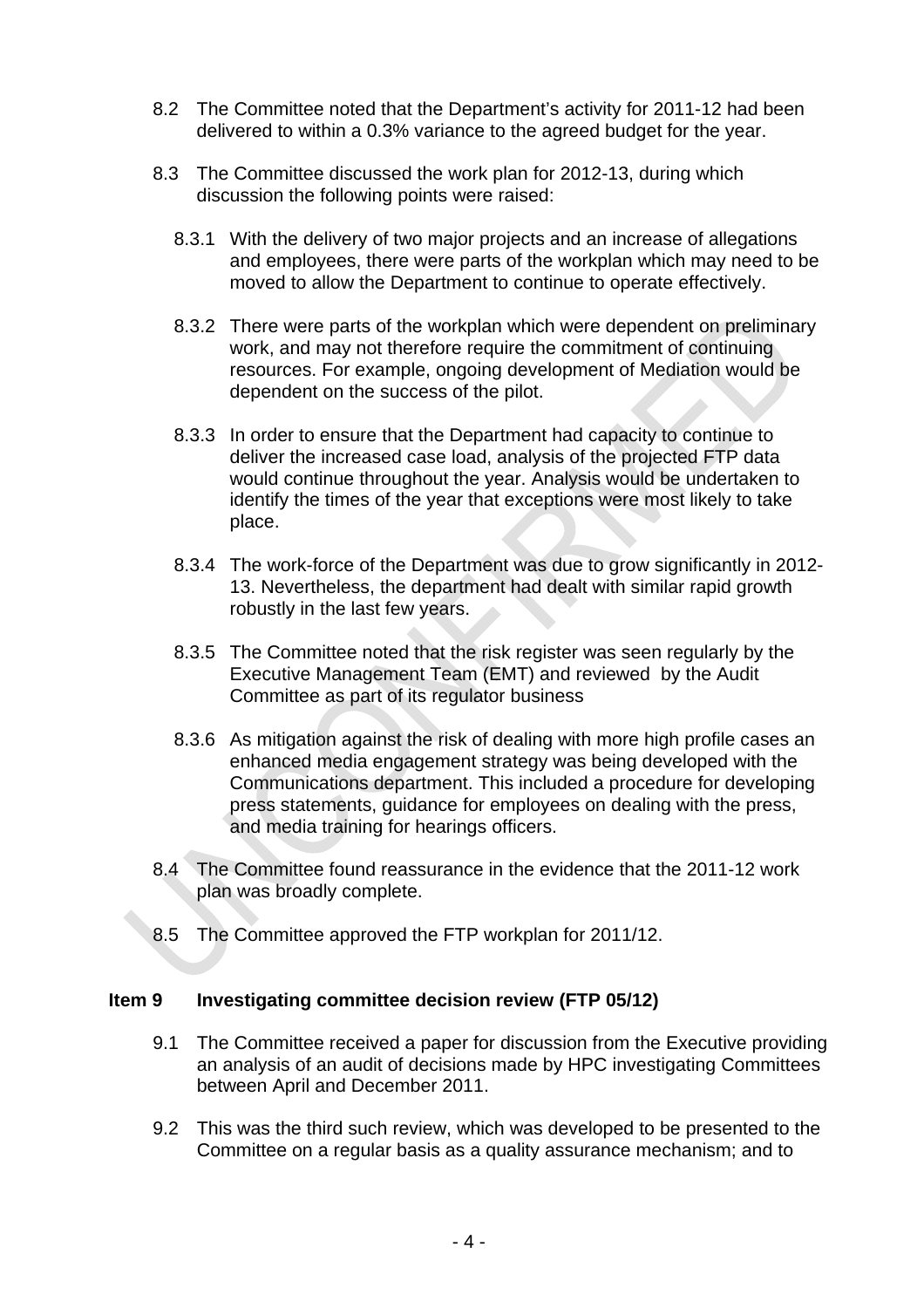8.2 The Committee noted that the Department's activity for 2011-12 had been delivered to within a 0.3% variance to the agreed budget for the year.

8.3 The Committee discussed the work plan for 2012-13, during which discussion the following points were raised:

8.3.1 With the delivery of two major projects and an increase of allegations and employees, there were parts of the workplan which may need to be moved to allow the Department to continue to operate effectively.

8.3.2 There were parts of the workplan which were dependent on preliminary work, and may not therefore require the commitment of continuing resources. For example, ongoing development of Mediation would be dependent on the success of the pilot.

8.3.3 In order to ensure that the Department had capacity to continue to deliver the increased case load, analysis of the projected FTP data would continue throughout the year. Analysis would be undertaken to identify the times of the year that exceptions were most likely to take place.

8.3.4 The work-force of the Department was due to grow significantly in 2012-13. Nevertheless, the department had dealt with similar rapid growth robustly in the last few years.

8.3.5 The Committee noted that the risk register was seen regularly by the Executive Management Team (EMT) and reviewed by the Audit Committee as part of its regulator business

8.3.6 As mitigation against the risk of dealing with more high profile cases an enhanced media engagement strategy was being developed with the Communications department. This included a procedure for developing press statements, guidance for employees on dealing with the press, and media training for hearings officers.

8.4 The Committee found reassurance in the evidence that the 2011-12 work plan was broadly complete.

8.5 The Committee approved the FTP workplan for 2011/12.

## Item 9 Investigating committee decision review (FTP 05/12)

9.1 The Committee received a paper for discussion from the Executive providing an analysis of an audit of decisions made by HPC investigating Committees between April and December 2011.

9.2 This was the third such review, which was developed to be presented to the Committee on a regular basis as a quality assurance mechanism; and to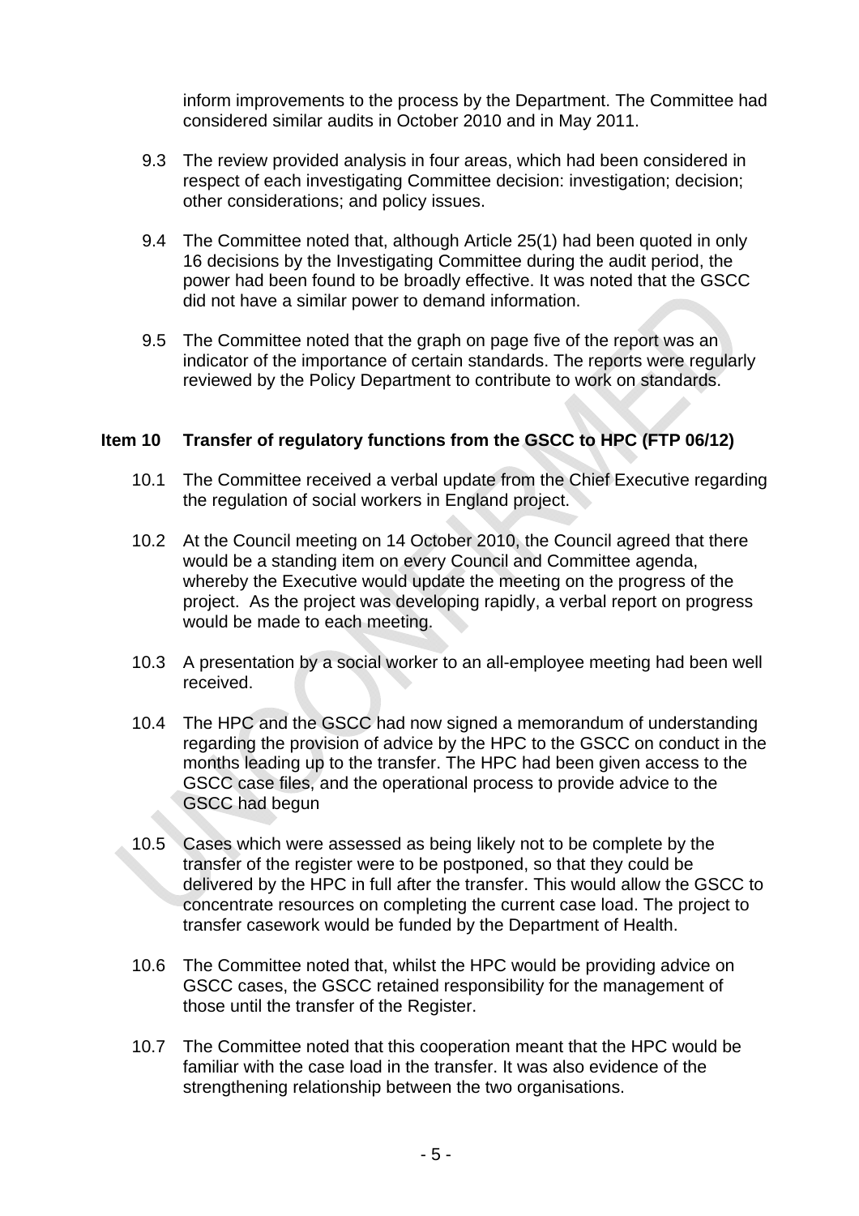inform improvements to the process by the Department. The Committee had considered similar audits in October 2010 and in May 2011.

9.3 The review provided analysis in four areas, which had been considered in respect of each investigating Committee decision: investigation; decision; other considerations; and policy issues.

9.4 The Committee noted that, although Article 25(1) had been quoted in only 16 decisions by the Investigating Committee during the audit period, the power had been found to be broadly effective. It was noted that the GSCC did not have a similar power to demand information.

9.5 The Committee noted that the graph on page five of the report was an indicator of the importance of certain standards. The reports were regularly reviewed by the Policy Department to contribute to work on standards.

**Item 10 Transfer of regulatory functions from the GSCC to HPC (FTP 06/12)**

10.1 The Committee received a verbal update from the Chief Executive regarding the regulation of social workers in England project.

10.2 At the Council meeting on 14 October 2010, the Council agreed that there would be a standing item on every Council and Committee agenda, whereby the Executive would update the meeting on the progress of the project. As the project was developing rapidly, a verbal report on progress would be made to each meeting.

10.3 A presentation by a social worker to an all-employee meeting had been well received.

10.4 The HPC and the GSCC had now signed a memorandum of understanding regarding the provision of advice by the HPC to the GSCC on conduct in the months leading up to the transfer. The HPC had been given access to the GSCC case files, and the operational process to provide advice to the GSCC had begun

10.5 Cases which were assessed as being likely not to be complete by the transfer of the register were to be postponed, so that they could be delivered by the HPC in full after the transfer. This would allow the GSCC to concentrate resources on completing the current case load. The project to transfer casework would be funded by the Department of Health.

10.6 The Committee noted that, whilst the HPC would be providing advice on GSCC cases, the GSCC retained responsibility for the management of those until the transfer of the Register.

10.7 The Committee noted that this cooperation meant that the HPC would be familiar with the case load in the transfer. It was also evidence of the strengthening relationship between the two organisations.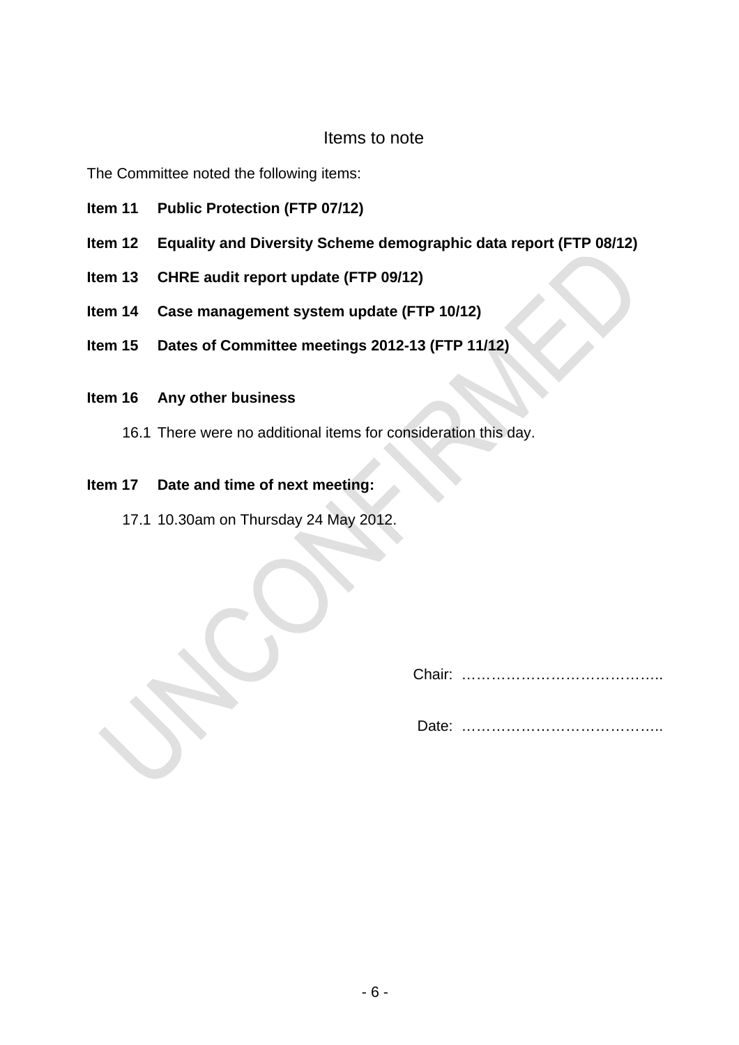## Items to note

The Committee noted the following items:

**Item 11 Public Protection (FTP 07/12)**

**Item 12 Equality and Diversity Scheme demographic data report (FTP 08/12)**

**Item 13 CHRE audit report update (FTP 09/12)**

**Item 14 Case management system update (FTP 10/12)**

**Item 15 Dates of Committee meetings 2012-13 (FTP 11/12)**

**Item 16 Any other business**

16.1 There were no additional items for consideration this day.

**Item 17 Date and time of next meeting:**

17.1 10.30am on Thursday 24 May 2012.

Chair: …………………………………..

Date: …………………………………..